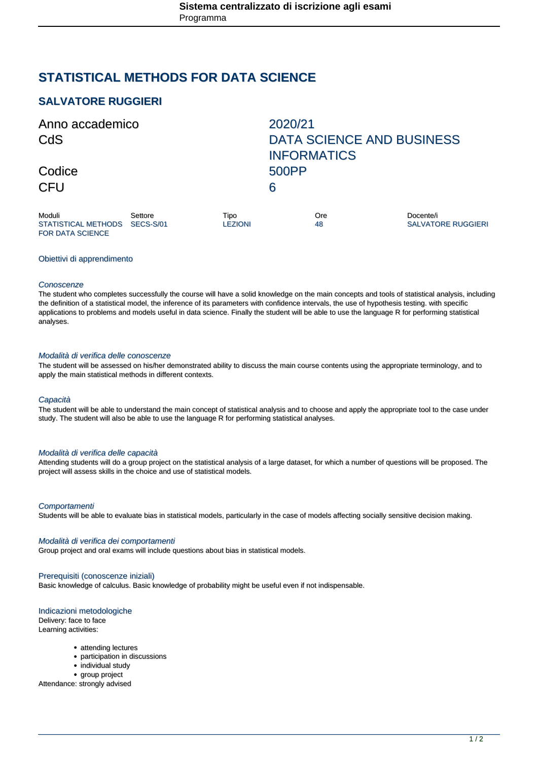# STATISTICAL METHODS FOR DATA SCIENCE

## SALVATORE RUGGIERI

| | |
|---|---|
| Anno accademico | 2020/21 |
| CdS | DATA SCIENCE AND BUSINESS INFORMATICS |
| Codice | 500PP |
| CFU | 6 |

| Moduli | Settore | Tipo | Ore | Docente/i |
|---|---|---|---|---|
| STATISTICAL METHODS FOR DATA SCIENCE | SECS-S/01 | LEZIONI | 48 | SALVATORE RUGGIERI |

### Obiettivi di apprendimento

*Conoscenze*

The student who completes successfully the course will have a solid knowledge on the main concepts and tools of statistical analysis, including the definition of a statistical model, the inference of its parameters with confidence intervals, the use of hypothesis testing. with specific applications to problems and models useful in data science. Finally the student will be able to use the language R for performing statistical analyses.

*Modalità di verifica delle conoscenze*

The student will be assessed on his/her demonstrated ability to discuss the main course contents using the appropriate terminology, and to apply the main statistical methods in different contexts.

*Capacità*

The student will be able to understand the main concept of statistical analysis and to choose and apply the appropriate tool to the case under study. The student will also be able to use the language R for performing statistical analyses.

*Modalità di verifica delle capacità*

Attending students will do a group project on the statistical analysis of a large dataset, for which a number of questions will be proposed. The project will assess skills in the choice and use of statistical models.

*Comportamenti*

Students will be able to evaluate bias in statistical models, particularly in the case of models affecting socially sensitive decision making.

*Modalità di verifica dei comportamenti*

Group project and oral exams will include questions about bias in statistical models.

### Prerequisiti (conoscenze iniziali)

Basic knowledge of calculus. Basic knowledge of probability might be useful even if not indispensable.

### Indicazioni metodologiche

Delivery: face to face
Learning activities:

- attending lectures
- participation in discussions
- individual study
- group project

Attendance: strongly advised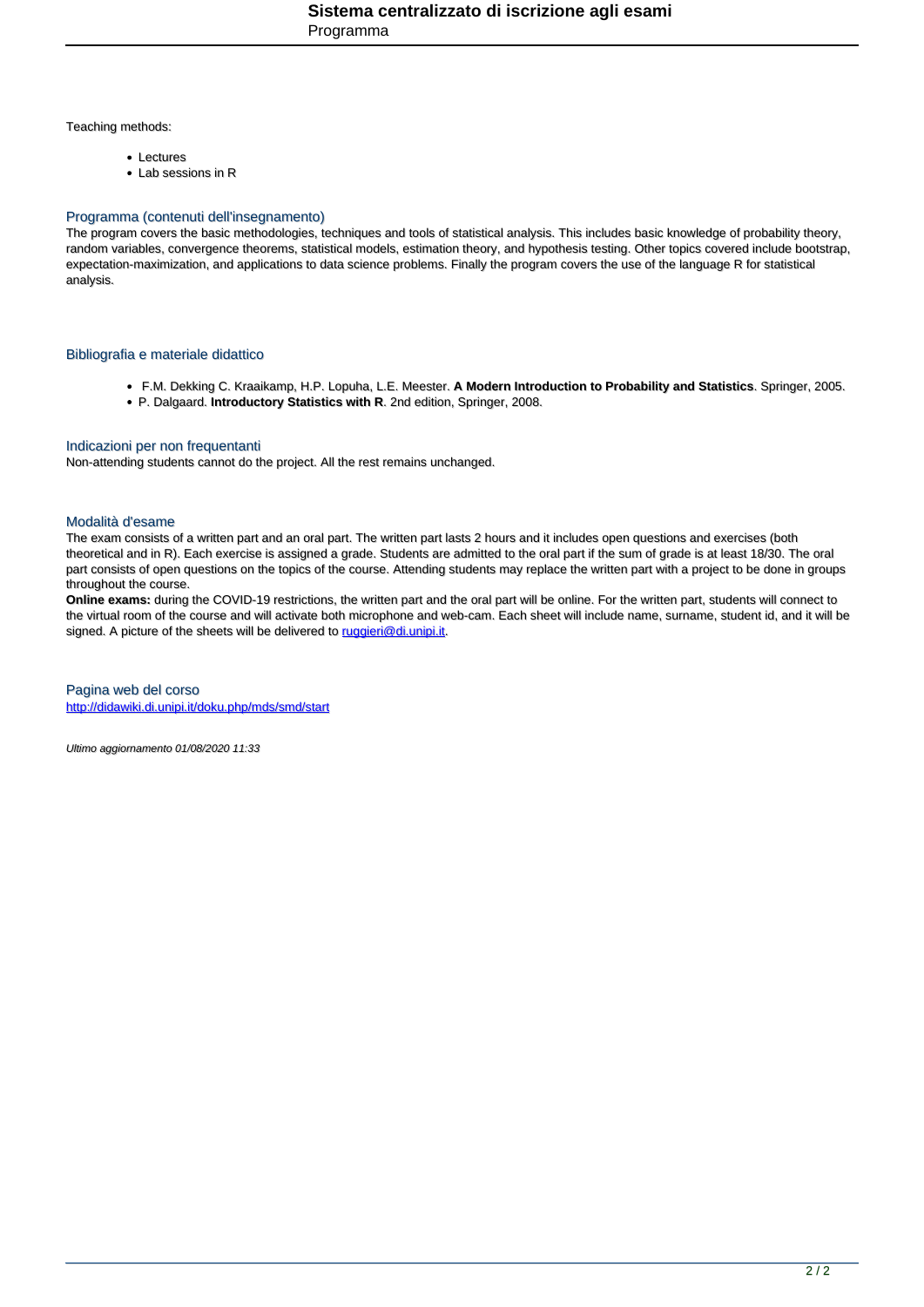Teaching methods:

- Lectures
- Lab sessions in R

## Programma (contenuti dell'insegnamento)

The program covers the basic methodologies, techniques and tools of statistical analysis. This includes basic knowledge of probability theory, random variables, convergence theorems, statistical models, estimation theory, and hypothesis testing. Other topics covered include bootstrap, expectation-maximization, and applications to data science problems. Finally the program covers the use of the language R for statistical analysis.

## Bibliografia e materiale didattico

- F.M. Dekking C. Kraaikamp, H.P. Lopuha, L.E. Meester. **A Modern Introduction to Probability and Statistics**. Springer, 2005.
- P. Dalgaard. **Introductory Statistics with R**. 2nd edition, Springer, 2008.

## Indicazioni per non frequentanti

Non-attending students cannot do the project. All the rest remains unchanged.

## Modalità d'esame

The exam consists of a written part and an oral part. The written part lasts 2 hours and it includes open questions and exercises (both theoretical and in R). Each exercise is assigned a grade. Students are admitted to the oral part if the sum of grade is at least 18/30. The oral part consists of open questions on the topics of the course. Attending students may replace the written part with a project to be done in groups throughout the course.

**Online exams:** during the COVID-19 restrictions, the written part and the oral part will be online. For the written part, students will connect to the virtual room of the course and will activate both microphone and web-cam. Each sheet will include name, surname, student id, and it will be signed. A picture of the sheets will be delivered to ruggieri@di.unipi.it.

## Pagina web del corso

http://didawiki.di.unipi.it/doku.php/mds/smd/start

*Ultimo aggiornamento 01/08/2020 11:33*